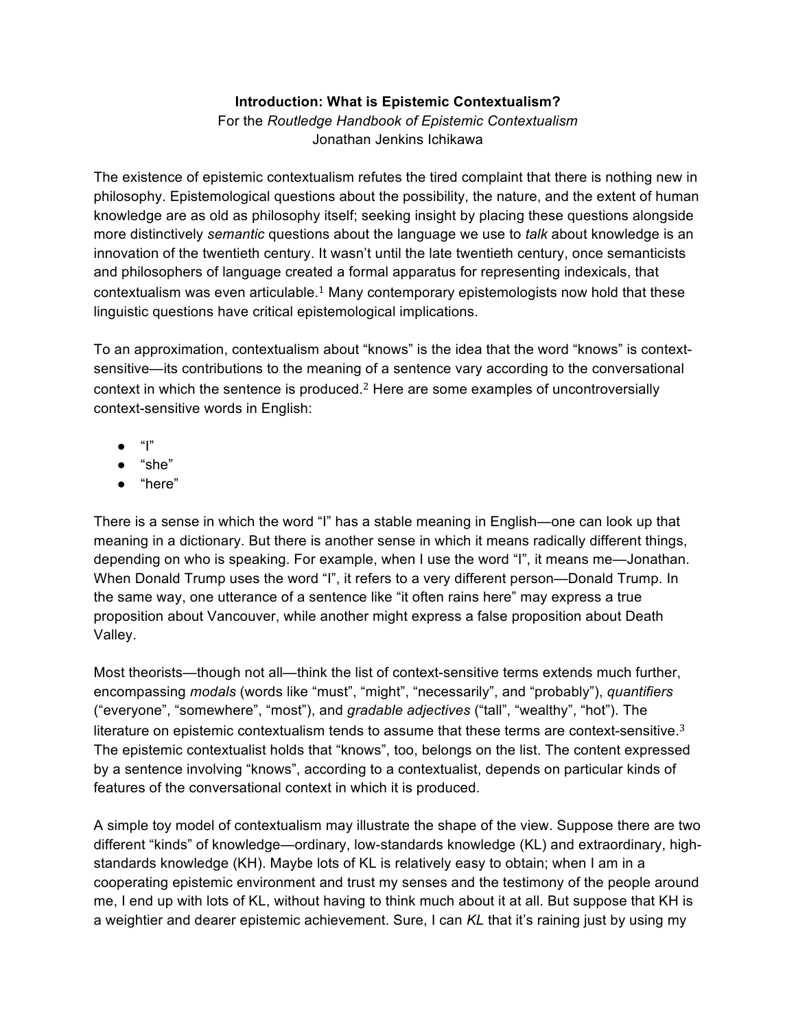**Introduction: What is Epistemic Contextualism?**

For the *Routledge Handbook of Epistemic Contextualism*

Jonathan Jenkins Ichikawa

The existence of epistemic contextualism refutes the tired complaint that there is nothing new in philosophy. Epistemological questions about the possibility, the nature, and the extent of human knowledge are as old as philosophy itself; seeking insight by placing these questions alongside more distinctively *semantic* questions about the language we use to *talk* about knowledge is an innovation of the twentieth century. It wasn't until the late twentieth century, once semanticists and philosophers of language created a formal apparatus for representing indexicals, that contextualism was even articulable.[1] Many contemporary epistemologists now hold that these linguistic questions have critical epistemological implications.

To an approximation, contextualism about "knows" is the idea that the word "knows" is context-sensitive—its contributions to the meaning of a sentence vary according to the conversational context in which the sentence is produced.[2] Here are some examples of uncontroversially context-sensitive words in English:

- "I"
- "she"
- "here"

There is a sense in which the word "I" has a stable meaning in English—one can look up that meaning in a dictionary. But there is another sense in which it means radically different things, depending on who is speaking. For example, when I use the word "I", it means me—Jonathan. When Donald Trump uses the word "I", it refers to a very different person—Donald Trump. In the same way, one utterance of a sentence like "it often rains here" may express a true proposition about Vancouver, while another might express a false proposition about Death Valley.

Most theorists—though not all—think the list of context-sensitive terms extends much further, encompassing *modals* (words like "must", "might", "necessarily", and "probably"), *quantifiers* ("everyone", "somewhere", "most"), and *gradable adjectives* ("tall", "wealthy", "hot"). The literature on epistemic contextualism tends to assume that these terms are context-sensitive.[3] The epistemic contextualist holds that "knows", too, belongs on the list. The content expressed by a sentence involving "knows", according to a contextualist, depends on particular kinds of features of the conversational context in which it is produced.

A simple toy model of contextualism may illustrate the shape of the view. Suppose there are two different "kinds" of knowledge—ordinary, low-standards knowledge (KL) and extraordinary, high-standards knowledge (KH). Maybe lots of KL is relatively easy to obtain; when I am in a cooperating epistemic environment and trust my senses and the testimony of the people around me, I end up with lots of KL, without having to think much about it at all. But suppose that KH is a weightier and dearer epistemic achievement. Sure, I can *KL* that it's raining just by using my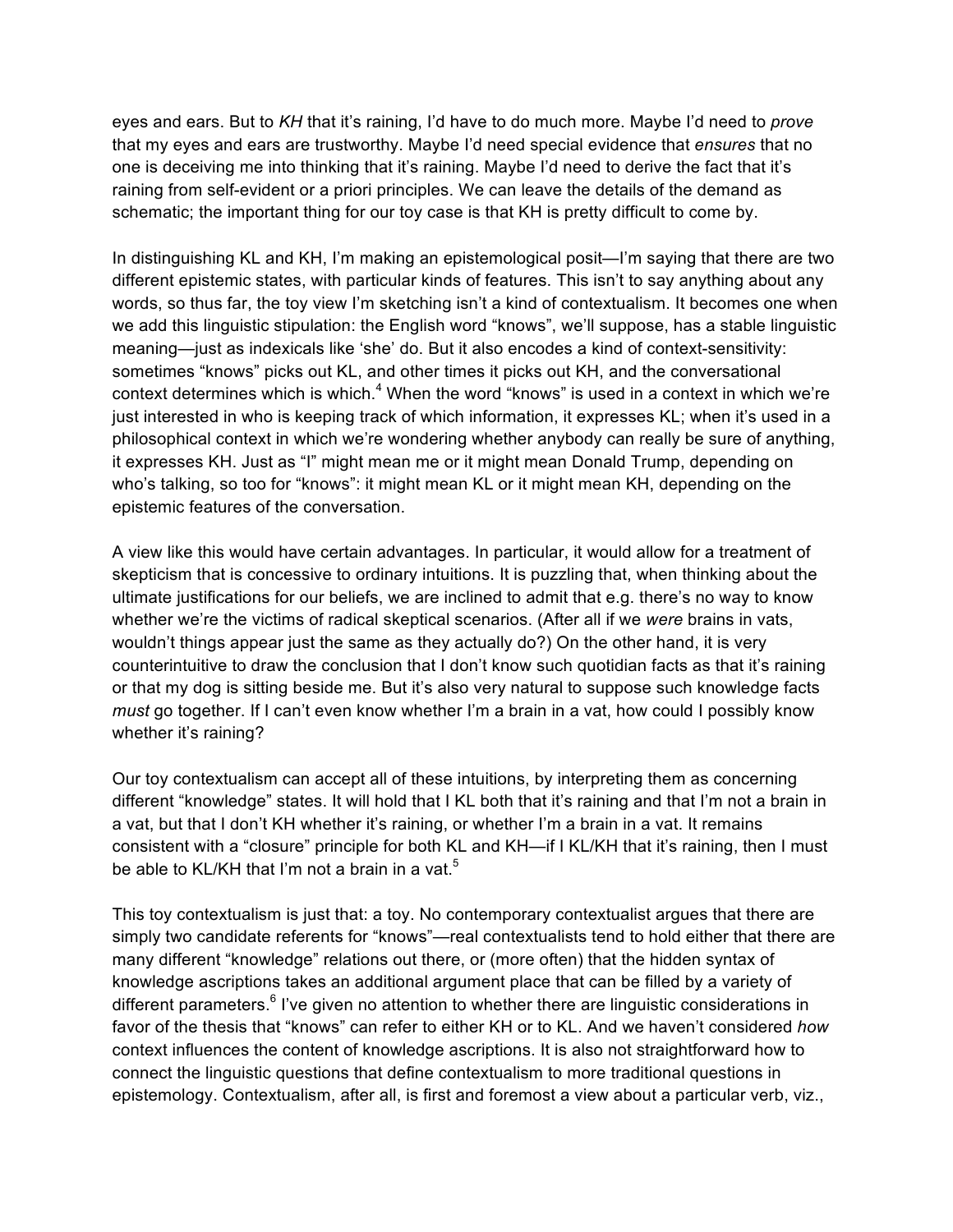eyes and ears. But to *KH* that it's raining, I'd have to do much more. Maybe I'd need to *prove* that my eyes and ears are trustworthy. Maybe I'd need special evidence that *ensures* that no one is deceiving me into thinking that it's raining. Maybe I'd need to derive the fact that it's raining from self-evident or a priori principles. We can leave the details of the demand as schematic; the important thing for our toy case is that KH is pretty difficult to come by.

In distinguishing KL and KH, I'm making an epistemological posit—I'm saying that there are two different epistemic states, with particular kinds of features. This isn't to say anything about any words, so thus far, the toy view I'm sketching isn't a kind of contextualism. It becomes one when we add this linguistic stipulation: the English word "knows", we'll suppose, has a stable linguistic meaning—just as indexicals like 'she' do. But it also encodes a kind of context-sensitivity: sometimes "knows" picks out KL, and other times it picks out KH, and the conversational context determines which is which.[4] When the word "knows" is used in a context in which we're just interested in who is keeping track of which information, it expresses KL; when it's used in a philosophical context in which we're wondering whether anybody can really be sure of anything, it expresses KH. Just as "I" might mean me or it might mean Donald Trump, depending on who's talking, so too for "knows": it might mean KL or it might mean KH, depending on the epistemic features of the conversation.

A view like this would have certain advantages. In particular, it would allow for a treatment of skepticism that is concessive to ordinary intuitions. It is puzzling that, when thinking about the ultimate justifications for our beliefs, we are inclined to admit that e.g. there's no way to know whether we're the victims of radical skeptical scenarios. (After all if we *were* brains in vats, wouldn't things appear just the same as they actually do?) On the other hand, it is very counterintuitive to draw the conclusion that I don't know such quotidian facts as that it's raining or that my dog is sitting beside me. But it's also very natural to suppose such knowledge facts *must* go together. If I can't even know whether I'm a brain in a vat, how could I possibly know whether it's raining?

Our toy contextualism can accept all of these intuitions, by interpreting them as concerning different "knowledge" states. It will hold that I KL both that it's raining and that I'm not a brain in a vat, but that I don't KH whether it's raining, or whether I'm a brain in a vat. It remains consistent with a "closure" principle for both KL and KH—if I KL/KH that it's raining, then I must be able to KL/KH that I'm not a brain in a vat.[5]

This toy contextualism is just that: a toy. No contemporary contextualist argues that there are simply two candidate referents for "knows"—real contextualists tend to hold either that there are many different "knowledge" relations out there, or (more often) that the hidden syntax of knowledge ascriptions takes an additional argument place that can be filled by a variety of different parameters.[6] I've given no attention to whether there are linguistic considerations in favor of the thesis that "knows" can refer to either KH or to KL. And we haven't considered *how* context influences the content of knowledge ascriptions. It is also not straightforward how to connect the linguistic questions that define contextualism to more traditional questions in epistemology. Contextualism, after all, is first and foremost a view about a particular verb, viz.,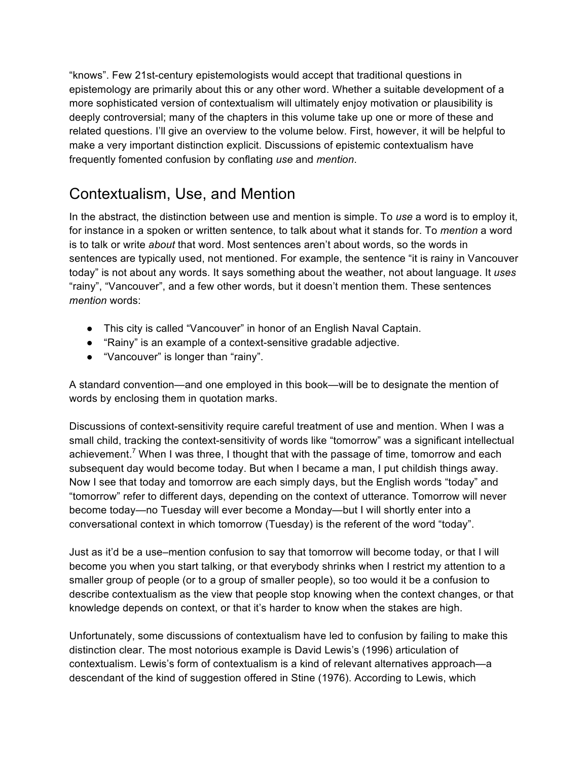"knows". Few 21st-century epistemologists would accept that traditional questions in epistemology are primarily about this or any other word. Whether a suitable development of a more sophisticated version of contextualism will ultimately enjoy motivation or plausibility is deeply controversial; many of the chapters in this volume take up one or more of these and related questions. I'll give an overview to the volume below. First, however, it will be helpful to make a very important distinction explicit. Discussions of epistemic contextualism have frequently fomented confusion by conflating *use* and *mention*.

## Contextualism, Use, and Mention

In the abstract, the distinction between use and mention is simple. To *use* a word is to employ it, for instance in a spoken or written sentence, to talk about what it stands for. To *mention* a word is to talk or write *about* that word. Most sentences aren't about words, so the words in sentences are typically used, not mentioned. For example, the sentence "it is rainy in Vancouver today" is not about any words. It says something about the weather, not about language. It *uses* "rainy", "Vancouver", and a few other words, but it doesn't mention them. These sentences *mention* words:

- This city is called "Vancouver" in honor of an English Naval Captain.
- "Rainy" is an example of a context-sensitive gradable adjective.
- "Vancouver" is longer than "rainy".

A standard convention—and one employed in this book—will be to designate the mention of words by enclosing them in quotation marks.

Discussions of context-sensitivity require careful treatment of use and mention. When I was a small child, tracking the context-sensitivity of words like "tomorrow" was a significant intellectual achievement.[7] When I was three, I thought that with the passage of time, tomorrow and each subsequent day would become today. But when I became a man, I put childish things away. Now I see that today and tomorrow are each simply days, but the English words "today" and "tomorrow" refer to different days, depending on the context of utterance. Tomorrow will never become today—no Tuesday will ever become a Monday—but I will shortly enter into a conversational context in which tomorrow (Tuesday) is the referent of the word "today".

Just as it'd be a use–mention confusion to say that tomorrow will become today, or that I will become you when you start talking, or that everybody shrinks when I restrict my attention to a smaller group of people (or to a group of smaller people), so too would it be a confusion to describe contextualism as the view that people stop knowing when the context changes, or that knowledge depends on context, or that it's harder to know when the stakes are high.

Unfortunately, some discussions of contextualism have led to confusion by failing to make this distinction clear. The most notorious example is David Lewis's (1996) articulation of contextualism. Lewis's form of contextualism is a kind of relevant alternatives approach—a descendant of the kind of suggestion offered in Stine (1976). According to Lewis, which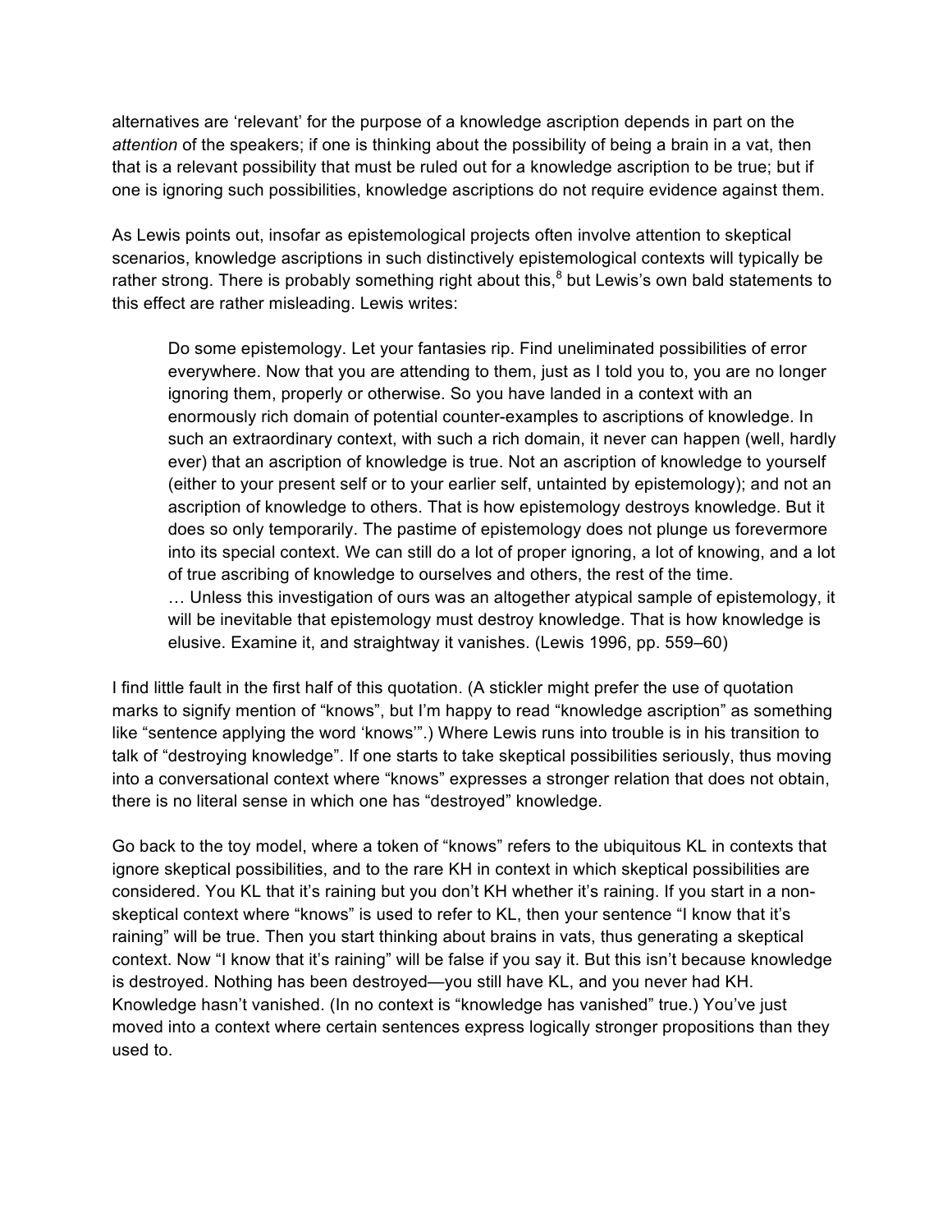alternatives are 'relevant' for the purpose of a knowledge ascription depends in part on the *attention* of the speakers; if one is thinking about the possibility of being a brain in a vat, then that is a relevant possibility that must be ruled out for a knowledge ascription to be true; but if one is ignoring such possibilities, knowledge ascriptions do not require evidence against them.

As Lewis points out, insofar as epistemological projects often involve attention to skeptical scenarios, knowledge ascriptions in such distinctively epistemological contexts will typically be rather strong. There is probably something right about this,[8] but Lewis's own bald statements to this effect are rather misleading. Lewis writes:

> Do some epistemology. Let your fantasies rip. Find uneliminated possibilities of error everywhere. Now that you are attending to them, just as I told you to, you are no longer ignoring them, properly or otherwise. So you have landed in a context with an enormously rich domain of potential counter-examples to ascriptions of knowledge. In such an extraordinary context, with such a rich domain, it never can happen (well, hardly ever) that an ascription of knowledge is true. Not an ascription of knowledge to yourself (either to your present self or to your earlier self, untainted by epistemology); and not an ascription of knowledge to others. That is how epistemology destroys knowledge. But it does so only temporarily. The pastime of epistemology does not plunge us forevermore into its special context. We can still do a lot of proper ignoring, a lot of knowing, and a lot of true ascribing of knowledge to ourselves and others, the rest of the time.
> … Unless this investigation of ours was an altogether atypical sample of epistemology, it will be inevitable that epistemology must destroy knowledge. That is how knowledge is elusive. Examine it, and straightway it vanishes. (Lewis 1996, pp. 559–60)

I find little fault in the first half of this quotation. (A stickler might prefer the use of quotation marks to signify mention of "knows", but I'm happy to read "knowledge ascription" as something like "sentence applying the word 'knows'".) Where Lewis runs into trouble is in his transition to talk of "destroying knowledge". If one starts to take skeptical possibilities seriously, thus moving into a conversational context where "knows" expresses a stronger relation that does not obtain, there is no literal sense in which one has "destroyed" knowledge.

Go back to the toy model, where a token of "knows" refers to the ubiquitous KL in contexts that ignore skeptical possibilities, and to the rare KH in context in which skeptical possibilities are considered. You KL that it's raining but you don't KH whether it's raining. If you start in a non-skeptical context where "knows" is used to refer to KL, then your sentence "I know that it's raining" will be true. Then you start thinking about brains in vats, thus generating a skeptical context. Now "I know that it's raining" will be false if you say it. But this isn't because knowledge is destroyed. Nothing has been destroyed—you still have KL, and you never had KH. Knowledge hasn't vanished. (In no context is "knowledge has vanished" true.) You've just moved into a context where certain sentences express logically stronger propositions than they used to.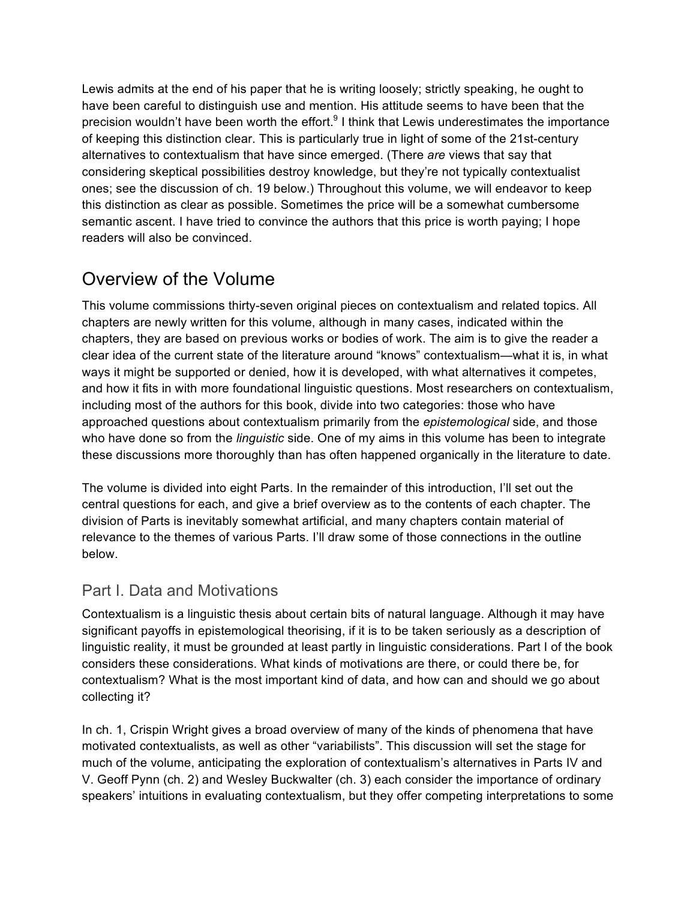Lewis admits at the end of his paper that he is writing loosely; strictly speaking, he ought to have been careful to distinguish use and mention. His attitude seems to have been that the precision wouldn't have been worth the effort.[9] I think that Lewis underestimates the importance of keeping this distinction clear. This is particularly true in light of some of the 21st-century alternatives to contextualism that have since emerged. (There *are* views that say that considering skeptical possibilities destroy knowledge, but they're not typically contextualist ones; see the discussion of ch. 19 below.) Throughout this volume, we will endeavor to keep this distinction as clear as possible. Sometimes the price will be a somewhat cumbersome semantic ascent. I have tried to convince the authors that this price is worth paying; I hope readers will also be convinced.

## Overview of the Volume

This volume commissions thirty-seven original pieces on contextualism and related topics. All chapters are newly written for this volume, although in many cases, indicated within the chapters, they are based on previous works or bodies of work. The aim is to give the reader a clear idea of the current state of the literature around "knows" contextualism—what it is, in what ways it might be supported or denied, how it is developed, with what alternatives it competes, and how it fits in with more foundational linguistic questions. Most researchers on contextualism, including most of the authors for this book, divide into two categories: those who have approached questions about contextualism primarily from the *epistemological* side, and those who have done so from the *linguistic* side. One of my aims in this volume has been to integrate these discussions more thoroughly than has often happened organically in the literature to date.

The volume is divided into eight Parts. In the remainder of this introduction, I'll set out the central questions for each, and give a brief overview as to the contents of each chapter. The division of Parts is inevitably somewhat artificial, and many chapters contain material of relevance to the themes of various Parts. I'll draw some of those connections in the outline below.

### Part I. Data and Motivations

Contextualism is a linguistic thesis about certain bits of natural language. Although it may have significant payoffs in epistemological theorising, if it is to be taken seriously as a description of linguistic reality, it must be grounded at least partly in linguistic considerations. Part I of the book considers these considerations. What kinds of motivations are there, or could there be, for contextualism? What is the most important kind of data, and how can and should we go about collecting it?

In ch. 1, Crispin Wright gives a broad overview of many of the kinds of phenomena that have motivated contextualists, as well as other "variabilists". This discussion will set the stage for much of the volume, anticipating the exploration of contextualism's alternatives in Parts IV and V. Geoff Pynn (ch. 2) and Wesley Buckwalter (ch. 3) each consider the importance of ordinary speakers' intuitions in evaluating contextualism, but they offer competing interpretations to some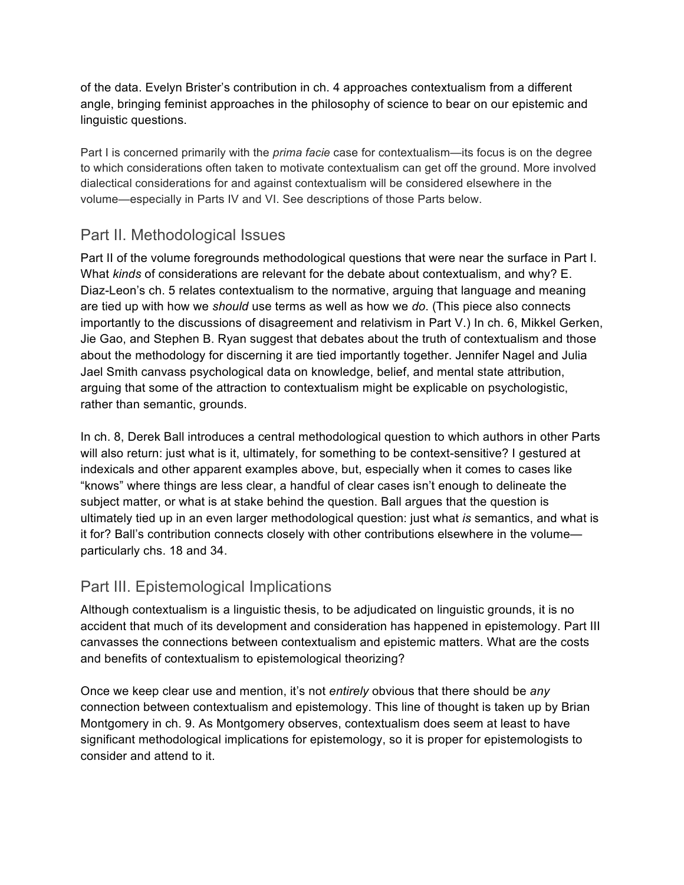of the data. Evelyn Brister's contribution in ch. 4 approaches contextualism from a different angle, bringing feminist approaches in the philosophy of science to bear on our epistemic and linguistic questions.

Part I is concerned primarily with the *prima facie* case for contextualism—its focus is on the degree to which considerations often taken to motivate contextualism can get off the ground. More involved dialectical considerations for and against contextualism will be considered elsewhere in the volume—especially in Parts IV and VI. See descriptions of those Parts below.

## Part II. Methodological Issues

Part II of the volume foregrounds methodological questions that were near the surface in Part I. What *kinds* of considerations are relevant for the debate about contextualism, and why? E. Diaz-Leon's ch. 5 relates contextualism to the normative, arguing that language and meaning are tied up with how we *should* use terms as well as how we *do*. (This piece also connects importantly to the discussions of disagreement and relativism in Part V.) In ch. 6, Mikkel Gerken, Jie Gao, and Stephen B. Ryan suggest that debates about the truth of contextualism and those about the methodology for discerning it are tied importantly together. Jennifer Nagel and Julia Jael Smith canvass psychological data on knowledge, belief, and mental state attribution, arguing that some of the attraction to contextualism might be explicable on psychologistic, rather than semantic, grounds.

In ch. 8, Derek Ball introduces a central methodological question to which authors in other Parts will also return: just what is it, ultimately, for something to be context-sensitive? I gestured at indexicals and other apparent examples above, but, especially when it comes to cases like "knows" where things are less clear, a handful of clear cases isn't enough to delineate the subject matter, or what is at stake behind the question. Ball argues that the question is ultimately tied up in an even larger methodological question: just what *is* semantics, and what is it for? Ball's contribution connects closely with other contributions elsewhere in the volume—particularly chs. 18 and 34.

## Part III. Epistemological Implications

Although contextualism is a linguistic thesis, to be adjudicated on linguistic grounds, it is no accident that much of its development and consideration has happened in epistemology. Part III canvasses the connections between contextualism and epistemic matters. What are the costs and benefits of contextualism to epistemological theorizing?

Once we keep clear use and mention, it's not *entirely* obvious that there should be *any* connection between contextualism and epistemology. This line of thought is taken up by Brian Montgomery in ch. 9. As Montgomery observes, contextualism does seem at least to have significant methodological implications for epistemology, so it is proper for epistemologists to consider and attend to it.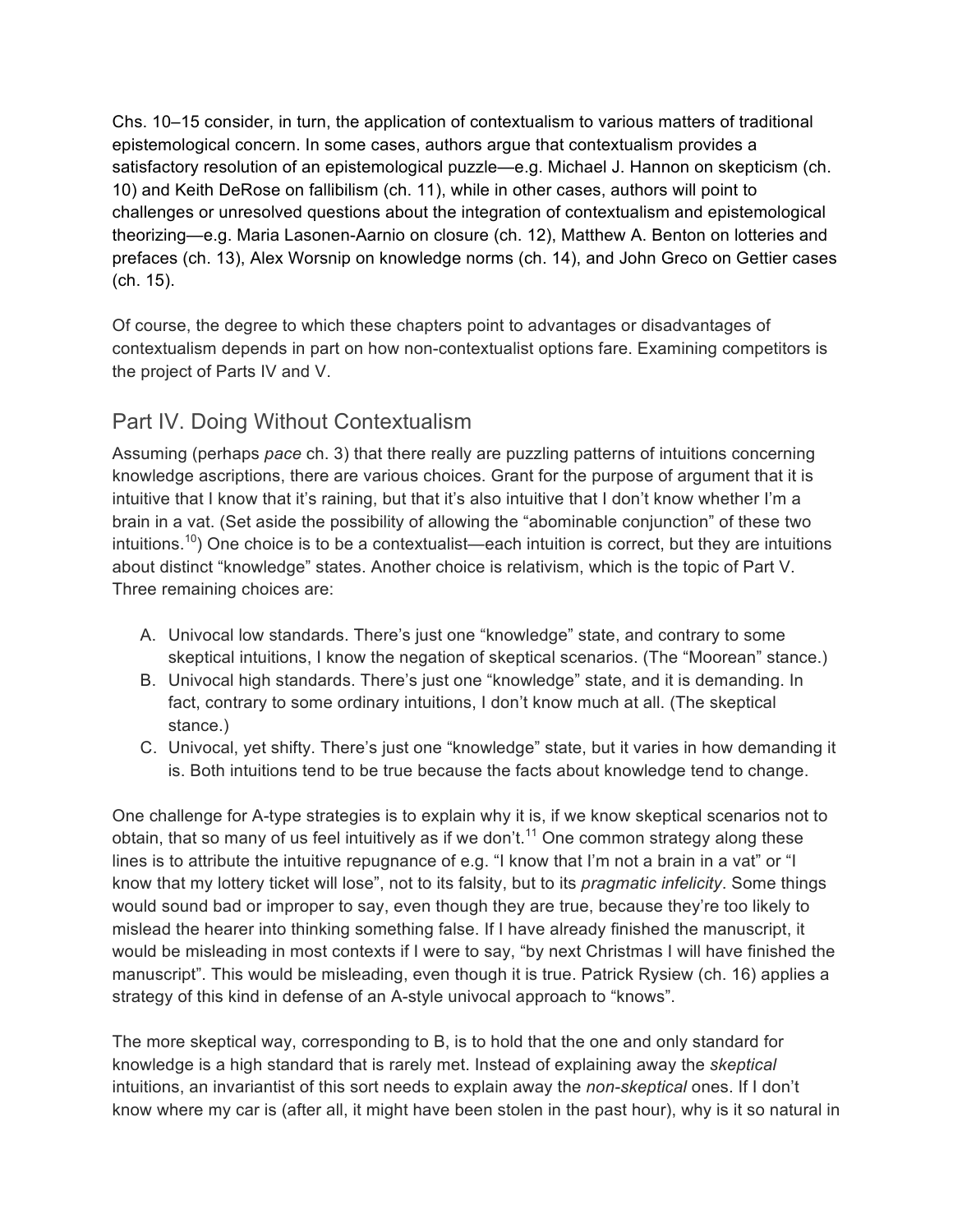Chs. 10–15 consider, in turn, the application of contextualism to various matters of traditional epistemological concern. In some cases, authors argue that contextualism provides a satisfactory resolution of an epistemological puzzle—e.g. Michael J. Hannon on skepticism (ch. 10) and Keith DeRose on fallibilism (ch. 11), while in other cases, authors will point to challenges or unresolved questions about the integration of contextualism and epistemological theorizing—e.g. Maria Lasonen-Aarnio on closure (ch. 12), Matthew A. Benton on lotteries and prefaces (ch. 13), Alex Worsnip on knowledge norms (ch. 14), and John Greco on Gettier cases (ch. 15).

Of course, the degree to which these chapters point to advantages or disadvantages of contextualism depends in part on how non-contextualist options fare. Examining competitors is the project of Parts IV and V.

## Part IV. Doing Without Contextualism

Assuming (perhaps *pace* ch. 3) that there really are puzzling patterns of intuitions concerning knowledge ascriptions, there are various choices. Grant for the purpose of argument that it is intuitive that I know that it's raining, but that it's also intuitive that I don't know whether I'm a brain in a vat. (Set aside the possibility of allowing the "abominable conjunction" of these two intuitions.[10]) One choice is to be a contextualist—each intuition is correct, but they are intuitions about distinct "knowledge" states. Another choice is relativism, which is the topic of Part V. Three remaining choices are:

A. Univocal low standards. There's just one "knowledge" state, and contrary to some skeptical intuitions, I know the negation of skeptical scenarios. (The "Moorean" stance.)
B. Univocal high standards. There's just one "knowledge" state, and it is demanding. In fact, contrary to some ordinary intuitions, I don't know much at all. (The skeptical stance.)
C. Univocal, yet shifty. There's just one "knowledge" state, but it varies in how demanding it is. Both intuitions tend to be true because the facts about knowledge tend to change.

One challenge for A-type strategies is to explain why it is, if we know skeptical scenarios not to obtain, that so many of us feel intuitively as if we don't.[11] One common strategy along these lines is to attribute the intuitive repugnance of e.g. "I know that I'm not a brain in a vat" or "I know that my lottery ticket will lose", not to its falsity, but to its *pragmatic infelicity*. Some things would sound bad or improper to say, even though they are true, because they're too likely to mislead the hearer into thinking something false. If I have already finished the manuscript, it would be misleading in most contexts if I were to say, "by next Christmas I will have finished the manuscript". This would be misleading, even though it is true. Patrick Rysiew (ch. 16) applies a strategy of this kind in defense of an A-style univocal approach to "knows".

The more skeptical way, corresponding to B, is to hold that the one and only standard for knowledge is a high standard that is rarely met. Instead of explaining away the *skeptical* intuitions, an invariantist of this sort needs to explain away the *non-skeptical* ones. If I don't know where my car is (after all, it might have been stolen in the past hour), why is it so natural in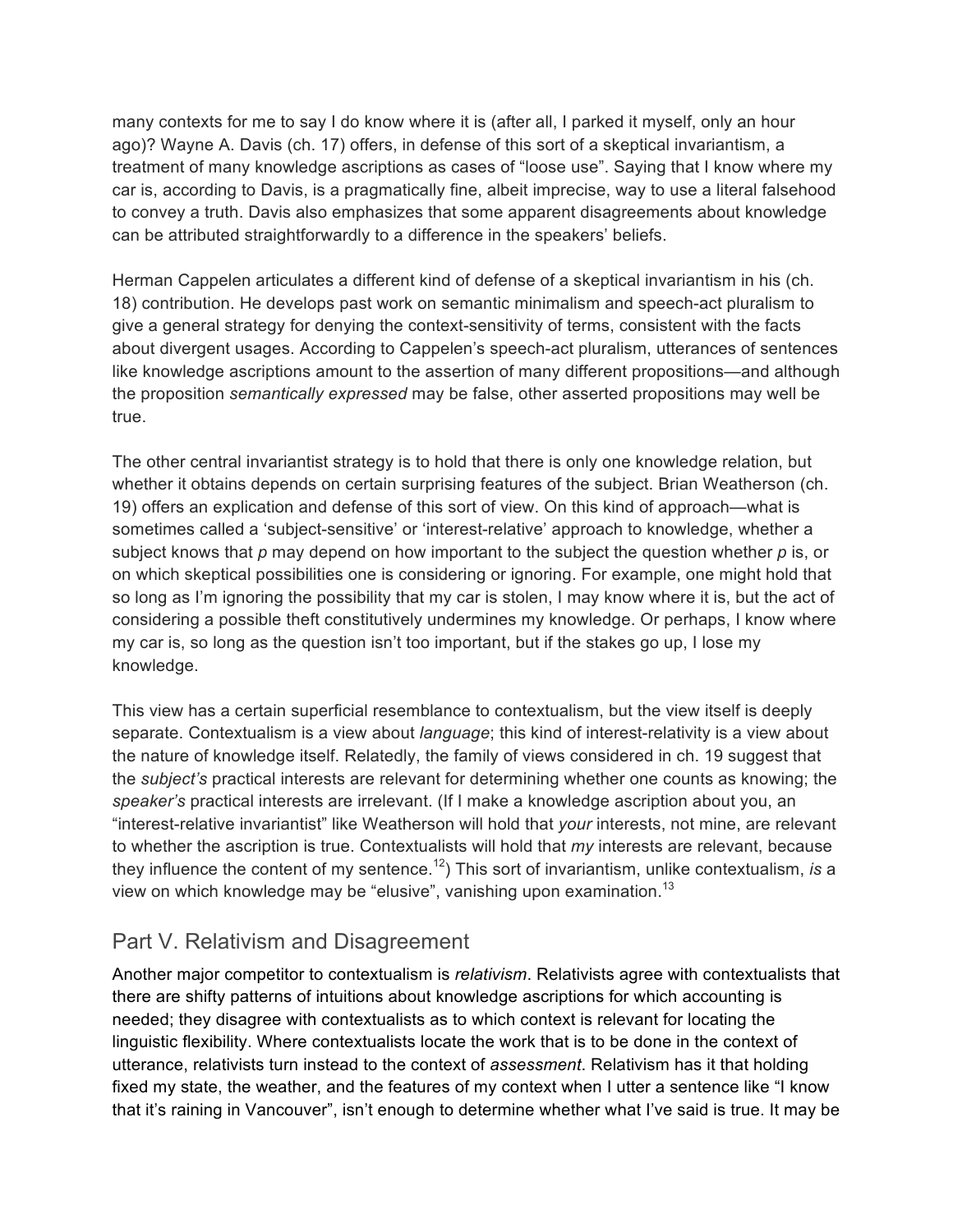many contexts for me to say I do know where it is (after all, I parked it myself, only an hour ago)? Wayne A. Davis (ch. 17) offers, in defense of this sort of a skeptical invariantism, a treatment of many knowledge ascriptions as cases of "loose use". Saying that I know where my car is, according to Davis, is a pragmatically fine, albeit imprecise, way to use a literal falsehood to convey a truth. Davis also emphasizes that some apparent disagreements about knowledge can be attributed straightforwardly to a difference in the speakers' beliefs.

Herman Cappelen articulates a different kind of defense of a skeptical invariantism in his (ch. 18) contribution. He develops past work on semantic minimalism and speech-act pluralism to give a general strategy for denying the context-sensitivity of terms, consistent with the facts about divergent usages. According to Cappelen's speech-act pluralism, utterances of sentences like knowledge ascriptions amount to the assertion of many different propositions—and although the proposition *semantically expressed* may be false, other asserted propositions may well be true.

The other central invariantist strategy is to hold that there is only one knowledge relation, but whether it obtains depends on certain surprising features of the subject. Brian Weatherson (ch. 19) offers an explication and defense of this sort of view. On this kind of approach—what is sometimes called a 'subject-sensitive' or 'interest-relative' approach to knowledge, whether a subject knows that *p* may depend on how important to the subject the question whether *p* is, or on which skeptical possibilities one is considering or ignoring. For example, one might hold that so long as I'm ignoring the possibility that my car is stolen, I may know where it is, but the act of considering a possible theft constitutively undermines my knowledge. Or perhaps, I know where my car is, so long as the question isn't too important, but if the stakes go up, I lose my knowledge.

This view has a certain superficial resemblance to contextualism, but the view itself is deeply separate. Contextualism is a view about *language*; this kind of interest-relativity is a view about the nature of knowledge itself. Relatedly, the family of views considered in ch. 19 suggest that the *subject's* practical interests are relevant for determining whether one counts as knowing; the *speaker's* practical interests are irrelevant. (If I make a knowledge ascription about you, an "interest-relative invariantist" like Weatherson will hold that *your* interests, not mine, are relevant to whether the ascription is true. Contextualists will hold that *my* interests are relevant, because they influence the content of my sentence.[12]) This sort of invariantism, unlike contextualism, *is* a view on which knowledge may be "elusive", vanishing upon examination.[13]

## Part V. Relativism and Disagreement

Another major competitor to contextualism is *relativism*. Relativists agree with contextualists that there are shifty patterns of intuitions about knowledge ascriptions for which accounting is needed; they disagree with contextualists as to which context is relevant for locating the linguistic flexibility. Where contextualists locate the work that is to be done in the context of utterance, relativists turn instead to the context of *assessment*. Relativism has it that holding fixed my state, the weather, and the features of my context when I utter a sentence like "I know that it's raining in Vancouver", isn't enough to determine whether what I've said is true. It may be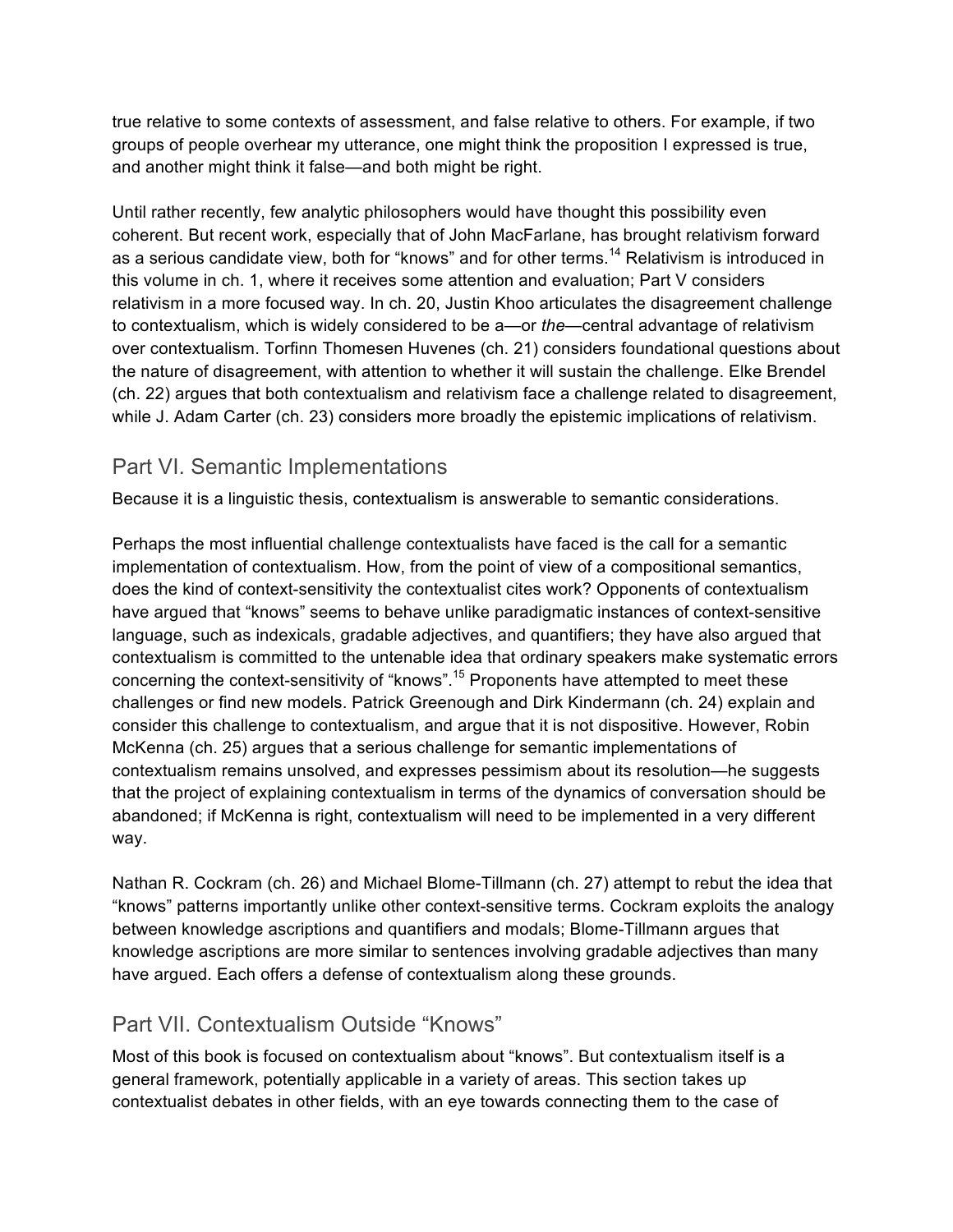true relative to some contexts of assessment, and false relative to others. For example, if two groups of people overhear my utterance, one might think the proposition I expressed is true, and another might think it false—and both might be right.

Until rather recently, few analytic philosophers would have thought this possibility even coherent. But recent work, especially that of John MacFarlane, has brought relativism forward as a serious candidate view, both for "knows" and for other terms.[14] Relativism is introduced in this volume in ch. 1, where it receives some attention and evaluation; Part V considers relativism in a more focused way. In ch. 20, Justin Khoo articulates the disagreement challenge to contextualism, which is widely considered to be a—or *the*—central advantage of relativism over contextualism. Torfinn Thomesen Huvenes (ch. 21) considers foundational questions about the nature of disagreement, with attention to whether it will sustain the challenge. Elke Brendel (ch. 22) argues that both contextualism and relativism face a challenge related to disagreement, while J. Adam Carter (ch. 23) considers more broadly the epistemic implications of relativism.

## Part VI. Semantic Implementations

Because it is a linguistic thesis, contextualism is answerable to semantic considerations.

Perhaps the most influential challenge contextualists have faced is the call for a semantic implementation of contextualism. How, from the point of view of a compositional semantics, does the kind of context-sensitivity the contextualist cites work? Opponents of contextualism have argued that "knows" seems to behave unlike paradigmatic instances of context-sensitive language, such as indexicals, gradable adjectives, and quantifiers; they have also argued that contextualism is committed to the untenable idea that ordinary speakers make systematic errors concerning the context-sensitivity of "knows".[15] Proponents have attempted to meet these challenges or find new models. Patrick Greenough and Dirk Kindermann (ch. 24) explain and consider this challenge to contextualism, and argue that it is not dispositive. However, Robin McKenna (ch. 25) argues that a serious challenge for semantic implementations of contextualism remains unsolved, and expresses pessimism about its resolution—he suggests that the project of explaining contextualism in terms of the dynamics of conversation should be abandoned; if McKenna is right, contextualism will need to be implemented in a very different way.

Nathan R. Cockram (ch. 26) and Michael Blome-Tillmann (ch. 27) attempt to rebut the idea that "knows" patterns importantly unlike other context-sensitive terms. Cockram exploits the analogy between knowledge ascriptions and quantifiers and modals; Blome-Tillmann argues that knowledge ascriptions are more similar to sentences involving gradable adjectives than many have argued. Each offers a defense of contextualism along these grounds.

## Part VII. Contextualism Outside "Knows"

Most of this book is focused on contextualism about "knows". But contextualism itself is a general framework, potentially applicable in a variety of areas. This section takes up contextualist debates in other fields, with an eye towards connecting them to the case of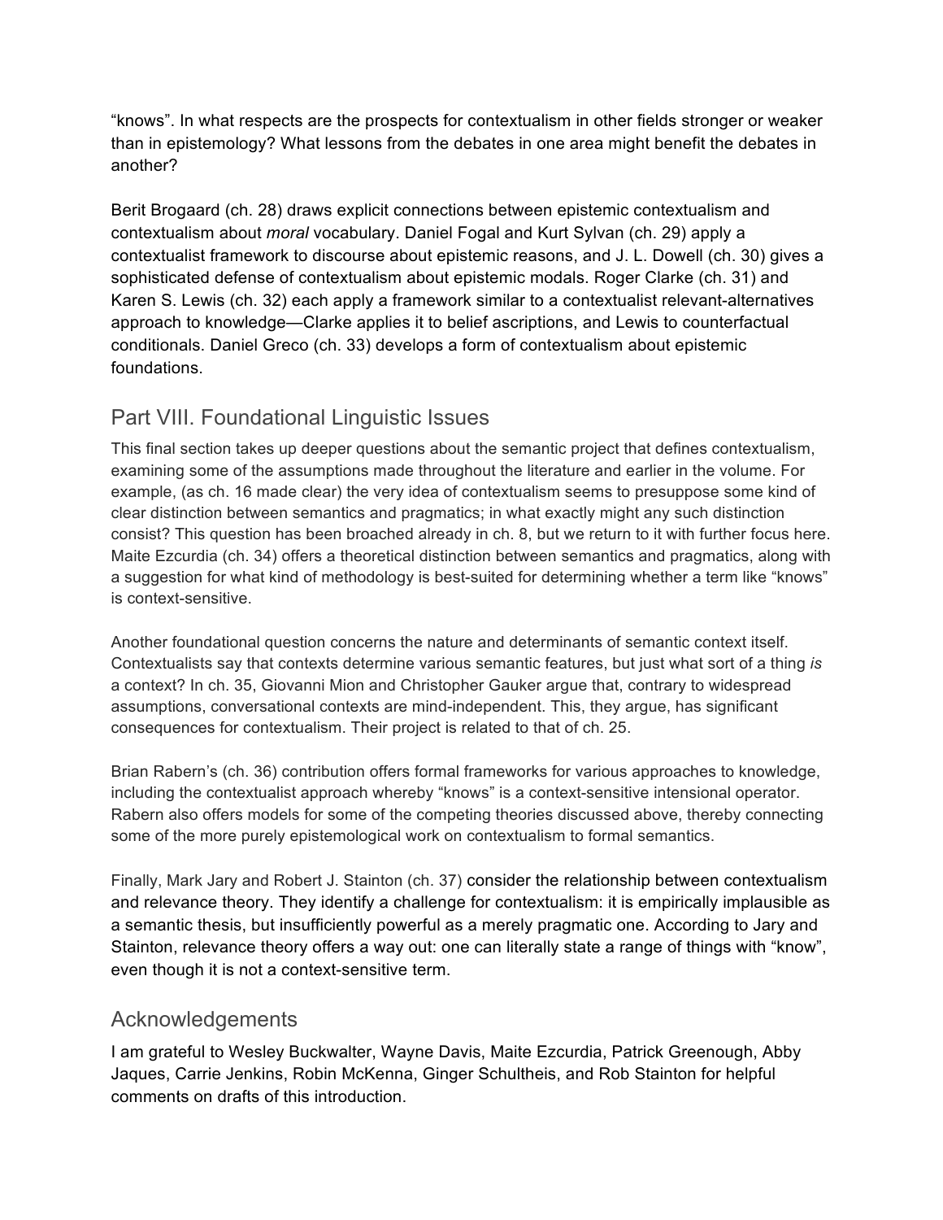"knows". In what respects are the prospects for contextualism in other fields stronger or weaker than in epistemology? What lessons from the debates in one area might benefit the debates in another?

Berit Brogaard (ch. 28) draws explicit connections between epistemic contextualism and contextualism about *moral* vocabulary. Daniel Fogal and Kurt Sylvan (ch. 29) apply a contextualist framework to discourse about epistemic reasons, and J. L. Dowell (ch. 30) gives a sophisticated defense of contextualism about epistemic modals. Roger Clarke (ch. 31) and Karen S. Lewis (ch. 32) each apply a framework similar to a contextualist relevant-alternatives approach to knowledge—Clarke applies it to belief ascriptions, and Lewis to counterfactual conditionals. Daniel Greco (ch. 33) develops a form of contextualism about epistemic foundations.

## Part VIII. Foundational Linguistic Issues

This final section takes up deeper questions about the semantic project that defines contextualism, examining some of the assumptions made throughout the literature and earlier in the volume. For example, (as ch. 16 made clear) the very idea of contextualism seems to presuppose some kind of clear distinction between semantics and pragmatics; in what exactly might any such distinction consist? This question has been broached already in ch. 8, but we return to it with further focus here. Maite Ezcurdia (ch. 34) offers a theoretical distinction between semantics and pragmatics, along with a suggestion for what kind of methodology is best-suited for determining whether a term like "knows" is context-sensitive.

Another foundational question concerns the nature and determinants of semantic context itself. Contextualists say that contexts determine various semantic features, but just what sort of a thing *is* a context? In ch. 35, Giovanni Mion and Christopher Gauker argue that, contrary to widespread assumptions, conversational contexts are mind-independent. This, they argue, has significant consequences for contextualism. Their project is related to that of ch. 25.

Brian Rabern's (ch. 36) contribution offers formal frameworks for various approaches to knowledge, including the contextualist approach whereby "knows" is a context-sensitive intensional operator. Rabern also offers models for some of the competing theories discussed above, thereby connecting some of the more purely epistemological work on contextualism to formal semantics.

Finally, Mark Jary and Robert J. Stainton (ch. 37) consider the relationship between contextualism and relevance theory. They identify a challenge for contextualism: it is empirically implausible as a semantic thesis, but insufficiently powerful as a merely pragmatic one. According to Jary and Stainton, relevance theory offers a way out: one can literally state a range of things with "know", even though it is not a context-sensitive term.

## Acknowledgements

I am grateful to Wesley Buckwalter, Wayne Davis, Maite Ezcurdia, Patrick Greenough, Abby Jaques, Carrie Jenkins, Robin McKenna, Ginger Schultheis, and Rob Stainton for helpful comments on drafts of this introduction.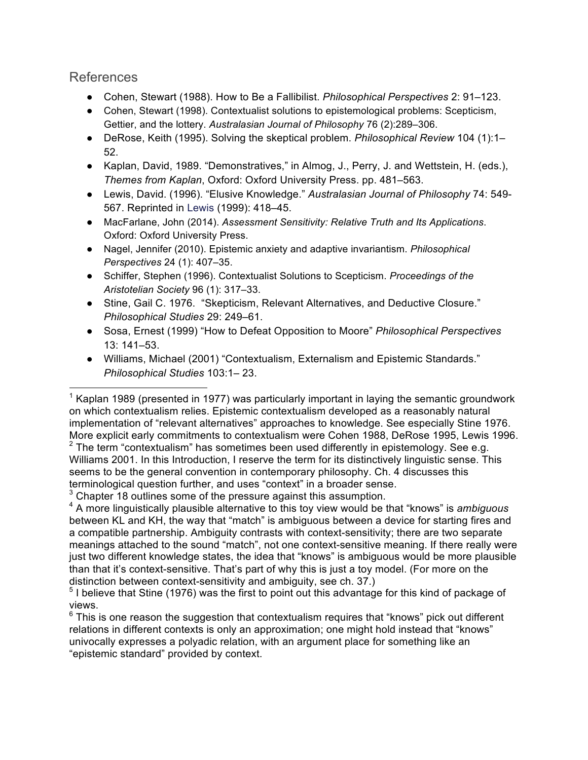## References

- Cohen, Stewart (1988). How to Be a Fallibilist. *Philosophical Perspectives* 2: 91–123.
- Cohen, Stewart (1998). Contextualist solutions to epistemological problems: Scepticism, Gettier, and the lottery. *Australasian Journal of Philosophy* 76 (2):289–306.
- DeRose, Keith (1995). Solving the skeptical problem. *Philosophical Review* 104 (1):1–52.
- Kaplan, David, 1989. "Demonstratives," in Almog, J., Perry, J. and Wettstein, H. (eds.), *Themes from Kaplan*, Oxford: Oxford University Press. pp. 481–563.
- Lewis, David. (1996). "Elusive Knowledge." *Australasian Journal of Philosophy* 74: 549-567. Reprinted in Lewis (1999): 418–45.
- MacFarlane, John (2014). *Assessment Sensitivity: Relative Truth and Its Applications*. Oxford: Oxford University Press.
- Nagel, Jennifer (2010). Epistemic anxiety and adaptive invariantism. *Philosophical Perspectives* 24 (1): 407–35.
- Schiffer, Stephen (1996). Contextualist Solutions to Scepticism. *Proceedings of the Aristotelian Society* 96 (1): 317–33.
- Stine, Gail C. 1976. "Skepticism, Relevant Alternatives, and Deductive Closure." *Philosophical Studies* 29: 249–61.
- Sosa, Ernest (1999) "How to Defeat Opposition to Moore" *Philosophical Perspectives* 13: 141–53.
- Williams, Michael (2001) "Contextualism, Externalism and Epistemic Standards." *Philosophical Studies* 103:1– 23.

---

[1] Kaplan 1989 (presented in 1977) was particularly important in laying the semantic groundwork on which contextualism relies. Epistemic contextualism developed as a reasonably natural implementation of "relevant alternatives" approaches to knowledge. See especially Stine 1976. More explicit early commitments to contextualism were Cohen 1988, DeRose 1995, Lewis 1996.

[2] The term "contextualism" has sometimes been used differently in epistemology. See e.g. Williams 2001. In this Introduction, I reserve the term for its distinctively linguistic sense. This seems to be the general convention in contemporary philosophy. Ch. 4 discusses this terminological question further, and uses "context" in a broader sense.

[3] Chapter 18 outlines some of the pressure against this assumption.

[4] A more linguistically plausible alternative to this toy view would be that "knows" is *ambiguous* between KL and KH, the way that "match" is ambiguous between a device for starting fires and a compatible partnership. Ambiguity contrasts with context-sensitivity; there are two separate meanings attached to the sound "match", not one context-sensitive meaning. If there really were just two different knowledge states, the idea that "knows" is ambiguous would be more plausible than that it's context-sensitive. That's part of why this is just a toy model. (For more on the distinction between context-sensitivity and ambiguity, see ch. 37.)

[5] I believe that Stine (1976) was the first to point out this advantage for this kind of package of views.

[6] This is one reason the suggestion that contextualism requires that "knows" pick out different relations in different contexts is only an approximation; one might hold instead that "knows" univocally expresses a polyadic relation, with an argument place for something like an "epistemic standard" provided by context.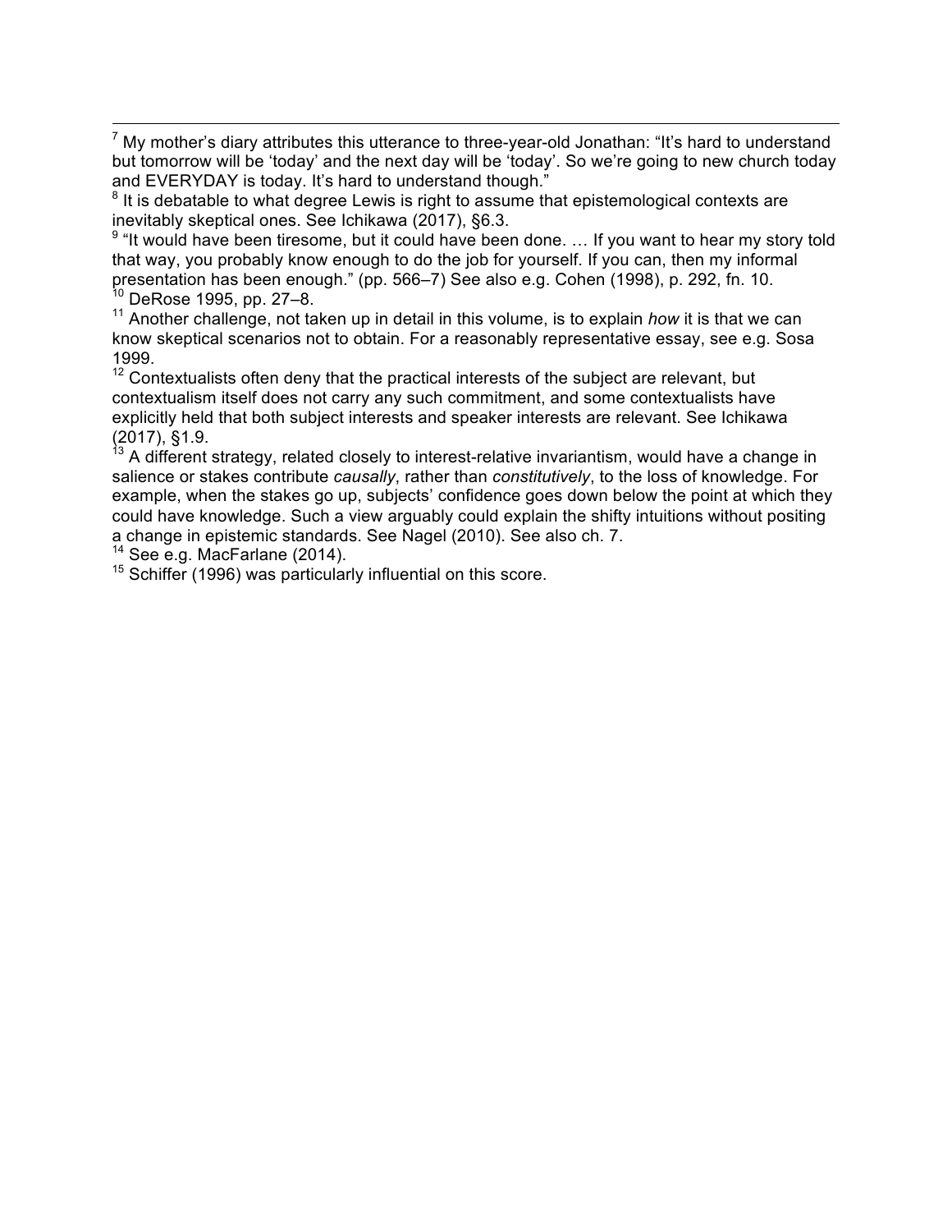[7] My mother's diary attributes this utterance to three-year-old Jonathan: "It's hard to understand but tomorrow will be 'today' and the next day will be 'today'. So we're going to new church today and EVERYDAY is today. It's hard to understand though."

[8] It is debatable to what degree Lewis is right to assume that epistemological contexts are inevitably skeptical ones. See Ichikawa (2017), §6.3.

[9] "It would have been tiresome, but it could have been done. … If you want to hear my story told that way, you probably know enough to do the job for yourself. If you can, then my informal presentation has been enough." (pp. 566–7) See also e.g. Cohen (1998), p. 292, fn. 10.

[10] DeRose 1995, pp. 27–8.

[11] Another challenge, not taken up in detail in this volume, is to explain *how* it is that we can know skeptical scenarios not to obtain. For a reasonably representative essay, see e.g. Sosa 1999.

[12] Contextualists often deny that the practical interests of the subject are relevant, but contextualism itself does not carry any such commitment, and some contextualists have explicitly held that both subject interests and speaker interests are relevant. See Ichikawa (2017), §1.9.

[13] A different strategy, related closely to interest-relative invariantism, would have a change in salience or stakes contribute *causally*, rather than *constitutively*, to the loss of knowledge. For example, when the stakes go up, subjects' confidence goes down below the point at which they could have knowledge. Such a view arguably could explain the shifty intuitions without positing a change in epistemic standards. See Nagel (2010). See also ch. 7.

[14] See e.g. MacFarlane (2014).

[15] Schiffer (1996) was particularly influential on this score.